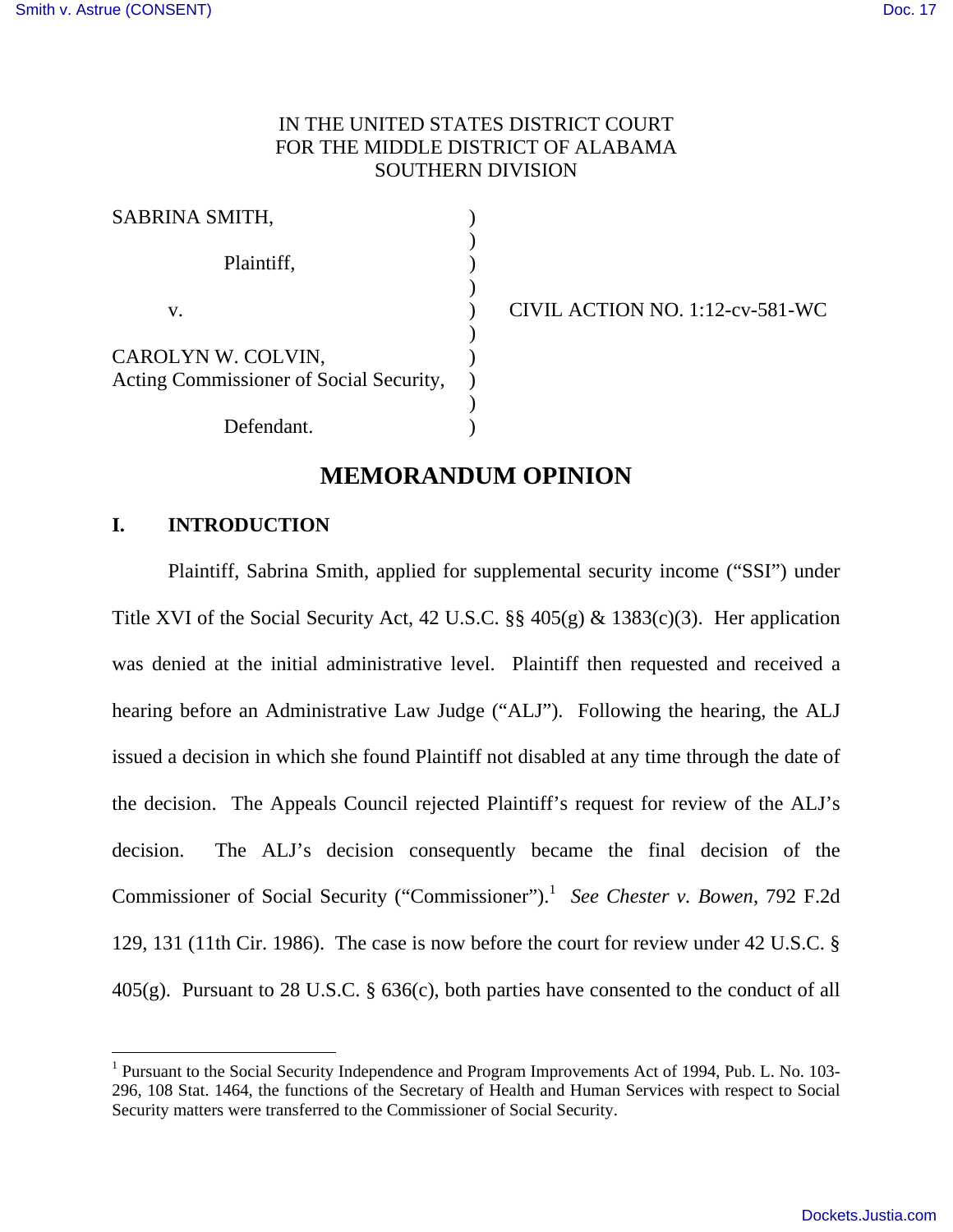IN THE UNITED STATES DISTRICT COURT
FOR THE MIDDLE DISTRICT OF ALABAMA
SOUTHERN DIVISION

| | | |
|---|---|---|
| SABRINA SMITH, | ) | |
| Plaintiff, | ) | |
| v. | ) | CIVIL ACTION NO. 1:12-cv-581-WC |
| CAROLYN W. COLVIN, Acting Commissioner of Social Security, | ) | |
| Defendant. | ) | |

# MEMORANDUM OPINION

## I. INTRODUCTION

Plaintiff, Sabrina Smith, applied for supplemental security income ("SSI") under Title XVI of the Social Security Act, 42 U.S.C. §§ 405(g) & 1383(c)(3). Her application was denied at the initial administrative level. Plaintiff then requested and received a hearing before an Administrative Law Judge ("ALJ"). Following the hearing, the ALJ issued a decision in which she found Plaintiff not disabled at any time through the date of the decision. The Appeals Council rejected Plaintiff's request for review of the ALJ's decision. The ALJ's decision consequently became the final decision of the Commissioner of Social Security ("Commissioner").[1] *See Chester v. Bowen*, 792 F.2d 129, 131 (11th Cir. 1986). The case is now before the court for review under 42 U.S.C. § 405(g). Pursuant to 28 U.S.C. § 636(c), both parties have consented to the conduct of all

[1] Pursuant to the Social Security Independence and Program Improvements Act of 1994, Pub. L. No. 103-296, 108 Stat. 1464, the functions of the Secretary of Health and Human Services with respect to Social Security matters were transferred to the Commissioner of Social Security.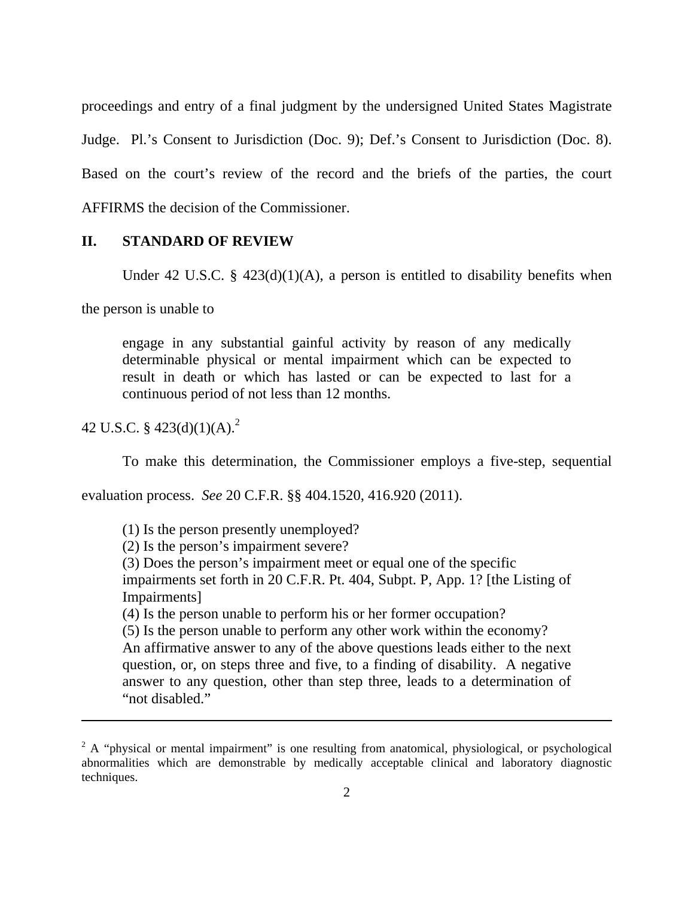proceedings and entry of a final judgment by the undersigned United States Magistrate Judge. Pl.'s Consent to Jurisdiction (Doc. 9); Def.'s Consent to Jurisdiction (Doc. 8). Based on the court's review of the record and the briefs of the parties, the court AFFIRMS the decision of the Commissioner.

## II. STANDARD OF REVIEW

Under 42 U.S.C. § 423(d)(1)(A), a person is entitled to disability benefits when the person is unable to

> engage in any substantial gainful activity by reason of any medically determinable physical or mental impairment which can be expected to result in death or which has lasted or can be expected to last for a continuous period of not less than 12 months.

42 U.S.C. § 423(d)(1)(A).[2]

To make this determination, the Commissioner employs a five-step, sequential evaluation process. *See* 20 C.F.R. §§ 404.1520, 416.920 (2011).

> (1) Is the person presently unemployed?
> (2) Is the person's impairment severe?
> (3) Does the person's impairment meet or equal one of the specific impairments set forth in 20 C.F.R. Pt. 404, Subpt. P, App. 1? [the Listing of Impairments]
> (4) Is the person unable to perform his or her former occupation?
> (5) Is the person unable to perform any other work within the economy?
> An affirmative answer to any of the above questions leads either to the next question, or, on steps three and five, to a finding of disability. A negative answer to any question, other than step three, leads to a determination of "not disabled."

---

[2] A "physical or mental impairment" is one resulting from anatomical, physiological, or psychological abnormalities which are demonstrable by medically acceptable clinical and laboratory diagnostic techniques.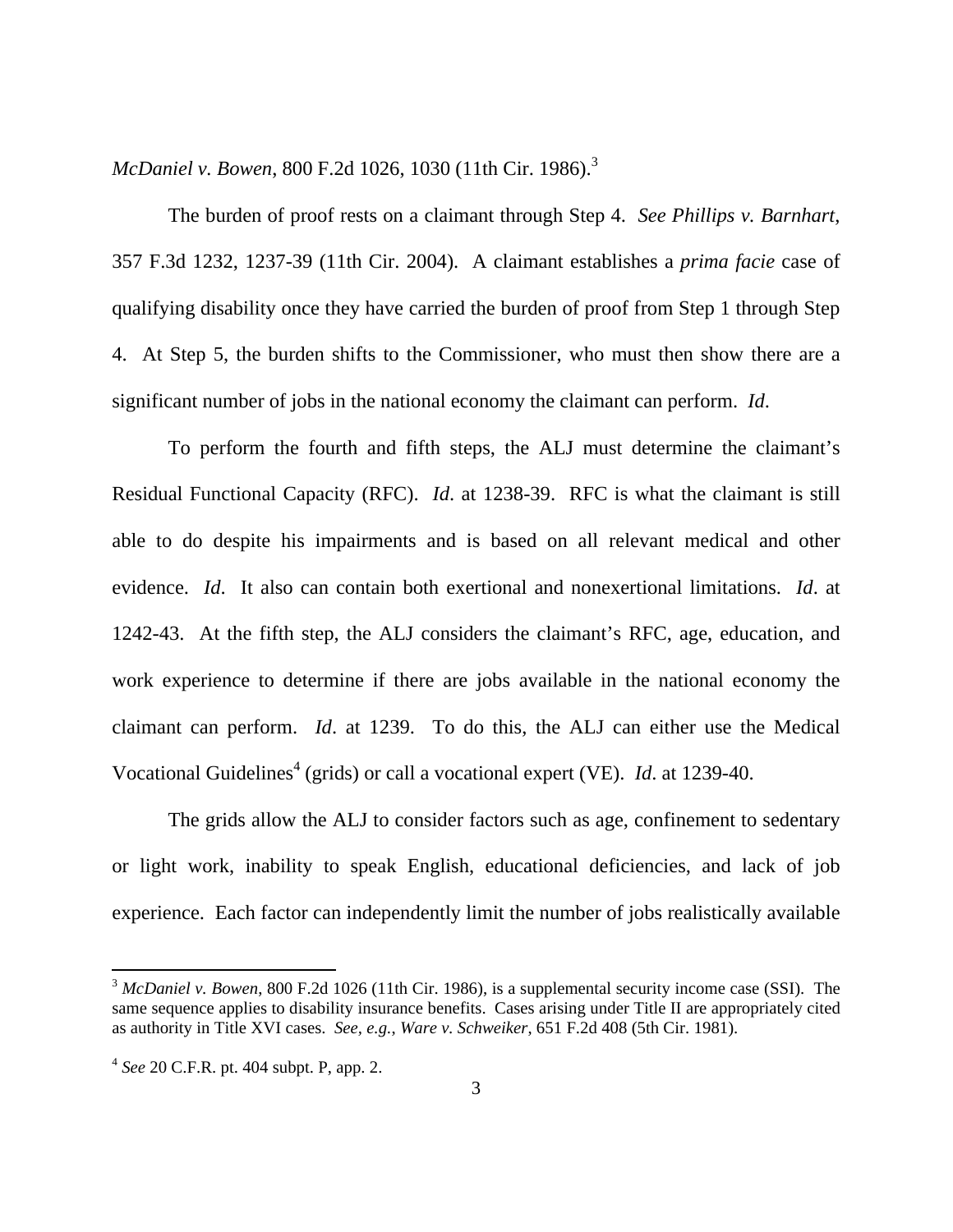*McDaniel v. Bowen*, 800 F.2d 1026, 1030 (11th Cir. 1986).[3]

The burden of proof rests on a claimant through Step 4. *See Phillips v. Barnhart*, 357 F.3d 1232, 1237-39 (11th Cir. 2004). A claimant establishes a *prima facie* case of qualifying disability once they have carried the burden of proof from Step 1 through Step 4. At Step 5, the burden shifts to the Commissioner, who must then show there are a significant number of jobs in the national economy the claimant can perform. *Id*.

To perform the fourth and fifth steps, the ALJ must determine the claimant's Residual Functional Capacity (RFC). *Id*. at 1238-39. RFC is what the claimant is still able to do despite his impairments and is based on all relevant medical and other evidence. *Id*. It also can contain both exertional and nonexertional limitations. *Id*. at 1242-43. At the fifth step, the ALJ considers the claimant's RFC, age, education, and work experience to determine if there are jobs available in the national economy the claimant can perform. *Id*. at 1239. To do this, the ALJ can either use the Medical Vocational Guidelines[4] (grids) or call a vocational expert (VE). *Id*. at 1239-40.

The grids allow the ALJ to consider factors such as age, confinement to sedentary or light work, inability to speak English, educational deficiencies, and lack of job experience. Each factor can independently limit the number of jobs realistically available

---

[3] *McDaniel v. Bowen*, 800 F.2d 1026 (11th Cir. 1986), is a supplemental security income case (SSI). The same sequence applies to disability insurance benefits. Cases arising under Title II are appropriately cited as authority in Title XVI cases. *See, e.g.*, *Ware v. Schweiker*, 651 F.2d 408 (5th Cir. 1981).

[4] *See* 20 C.F.R. pt. 404 subpt. P, app. 2.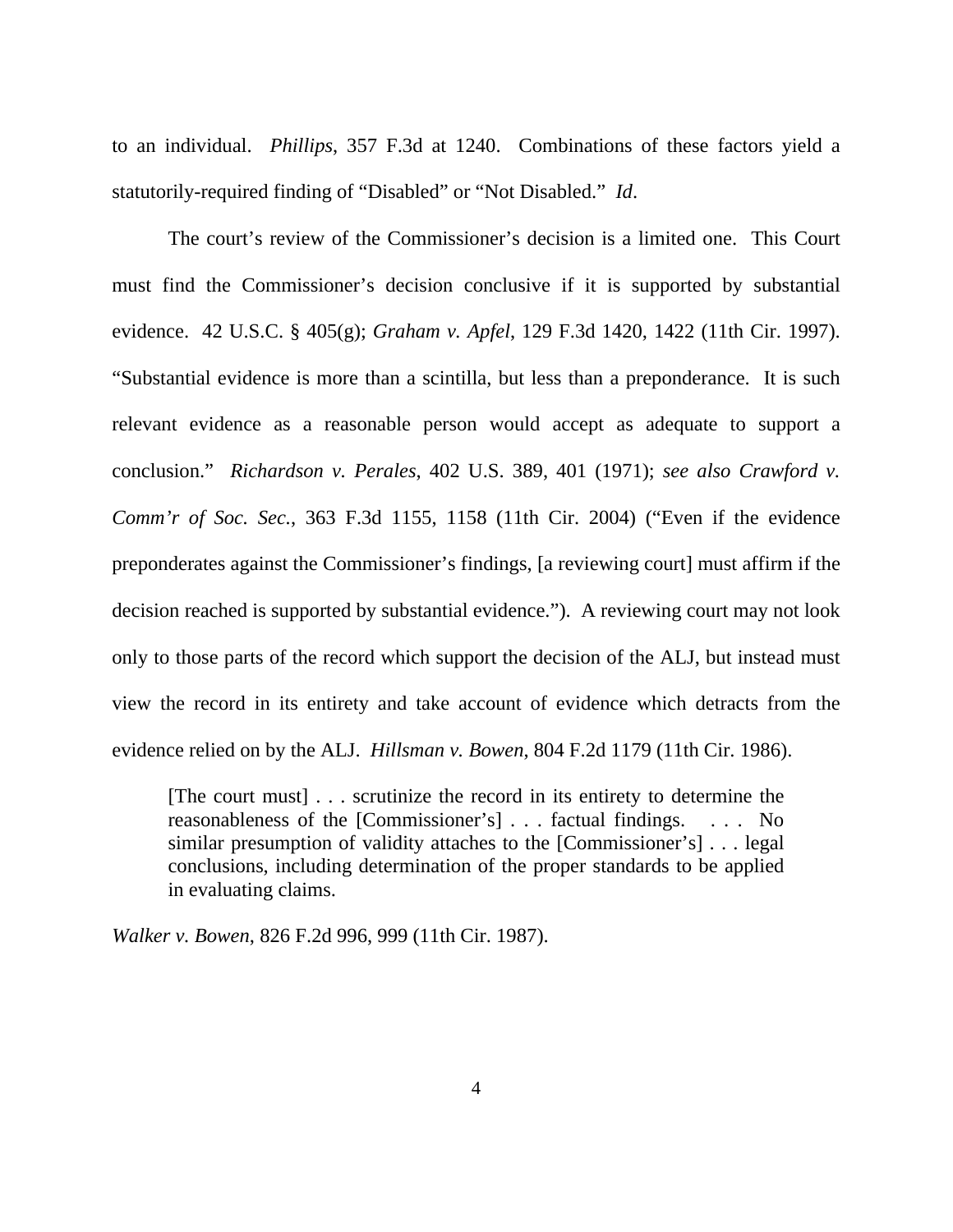to an individual. *Phillips*, 357 F.3d at 1240. Combinations of these factors yield a statutorily-required finding of "Disabled" or "Not Disabled." *Id*.

The court's review of the Commissioner's decision is a limited one. This Court must find the Commissioner's decision conclusive if it is supported by substantial evidence. 42 U.S.C. § 405(g); *Graham v. Apfel*, 129 F.3d 1420, 1422 (11th Cir. 1997). "Substantial evidence is more than a scintilla, but less than a preponderance. It is such relevant evidence as a reasonable person would accept as adequate to support a conclusion." *Richardson v. Perales*, 402 U.S. 389, 401 (1971); *see also Crawford v. Comm'r of Soc. Sec.*, 363 F.3d 1155, 1158 (11th Cir. 2004) ("Even if the evidence preponderates against the Commissioner's findings, [a reviewing court] must affirm if the decision reached is supported by substantial evidence."). A reviewing court may not look only to those parts of the record which support the decision of the ALJ, but instead must view the record in its entirety and take account of evidence which detracts from the evidence relied on by the ALJ. *Hillsman v. Bowen*, 804 F.2d 1179 (11th Cir. 1986).

> [The court must] . . . scrutinize the record in its entirety to determine the reasonableness of the [Commissioner's] . . . factual findings. . . . No similar presumption of validity attaches to the [Commissioner's] . . . legal conclusions, including determination of the proper standards to be applied in evaluating claims.

*Walker v. Bowen*, 826 F.2d 996, 999 (11th Cir. 1987).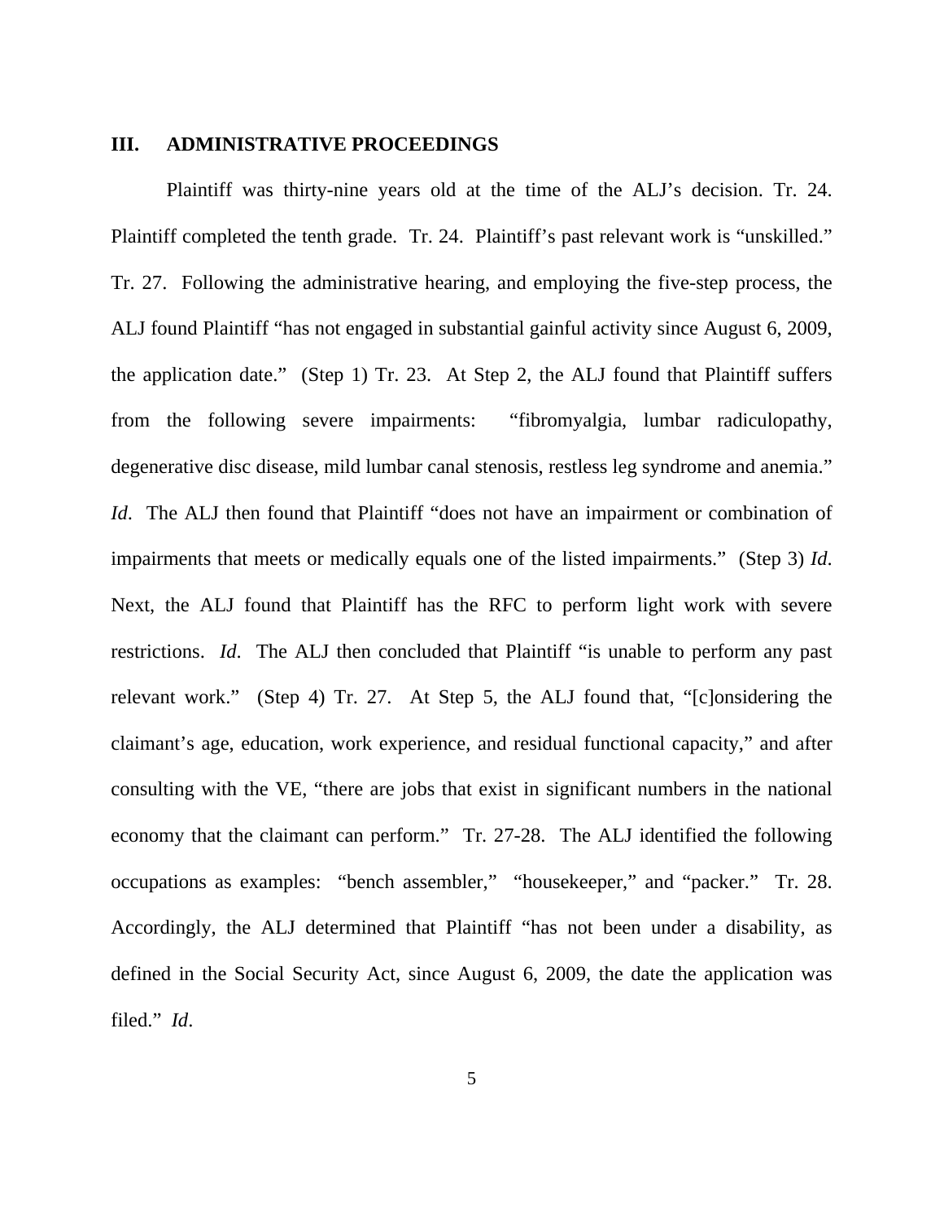## III. ADMINISTRATIVE PROCEEDINGS

Plaintiff was thirty-nine years old at the time of the ALJ's decision. Tr. 24. Plaintiff completed the tenth grade. Tr. 24. Plaintiff's past relevant work is "unskilled." Tr. 27. Following the administrative hearing, and employing the five-step process, the ALJ found Plaintiff "has not engaged in substantial gainful activity since August 6, 2009, the application date." (Step 1) Tr. 23. At Step 2, the ALJ found that Plaintiff suffers from the following severe impairments: "fibromyalgia, lumbar radiculopathy, degenerative disc disease, mild lumbar canal stenosis, restless leg syndrome and anemia." *Id*. The ALJ then found that Plaintiff "does not have an impairment or combination of impairments that meets or medically equals one of the listed impairments." (Step 3) *Id*. Next, the ALJ found that Plaintiff has the RFC to perform light work with severe restrictions. *Id*. The ALJ then concluded that Plaintiff "is unable to perform any past relevant work." (Step 4) Tr. 27. At Step 5, the ALJ found that, "[c]onsidering the claimant's age, education, work experience, and residual functional capacity," and after consulting with the VE, "there are jobs that exist in significant numbers in the national economy that the claimant can perform." Tr. 27-28. The ALJ identified the following occupations as examples: "bench assembler," "housekeeper," and "packer." Tr. 28. Accordingly, the ALJ determined that Plaintiff "has not been under a disability, as defined in the Social Security Act, since August 6, 2009, the date the application was filed." *Id*.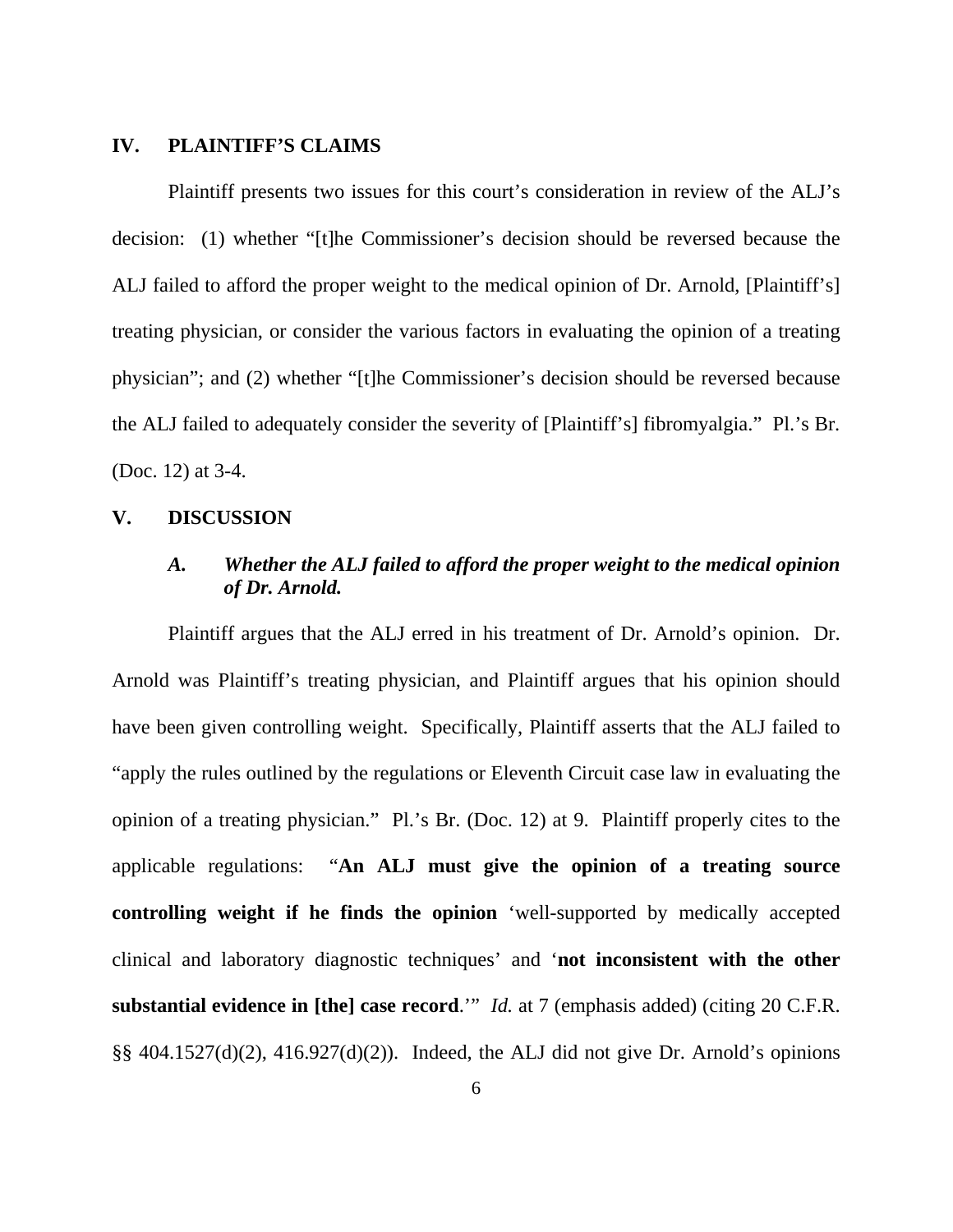## IV. PLAINTIFF'S CLAIMS

Plaintiff presents two issues for this court's consideration in review of the ALJ's decision: (1) whether "[t]he Commissioner's decision should be reversed because the ALJ failed to afford the proper weight to the medical opinion of Dr. Arnold, [Plaintiff's] treating physician, or consider the various factors in evaluating the opinion of a treating physician"; and (2) whether "[t]he Commissioner's decision should be reversed because the ALJ failed to adequately consider the severity of [Plaintiff's] fibromyalgia." Pl.'s Br. (Doc. 12) at 3-4.

## V. DISCUSSION

### *A. Whether the ALJ failed to afford the proper weight to the medical opinion of Dr. Arnold.*

Plaintiff argues that the ALJ erred in his treatment of Dr. Arnold's opinion. Dr. Arnold was Plaintiff's treating physician, and Plaintiff argues that his opinion should have been given controlling weight. Specifically, Plaintiff asserts that the ALJ failed to "apply the rules outlined by the regulations or Eleventh Circuit case law in evaluating the opinion of a treating physician." Pl.'s Br. (Doc. 12) at 9. Plaintiff properly cites to the applicable regulations: "**An ALJ must give the opinion of a treating source controlling weight if he finds the opinion** 'well-supported by medically accepted clinical and laboratory diagnostic techniques' and '**not inconsistent with the other substantial evidence in [the] case record**.'" *Id.* at 7 (emphasis added) (citing 20 C.F.R. §§ 404.1527(d)(2), 416.927(d)(2)). Indeed, the ALJ did not give Dr. Arnold's opinions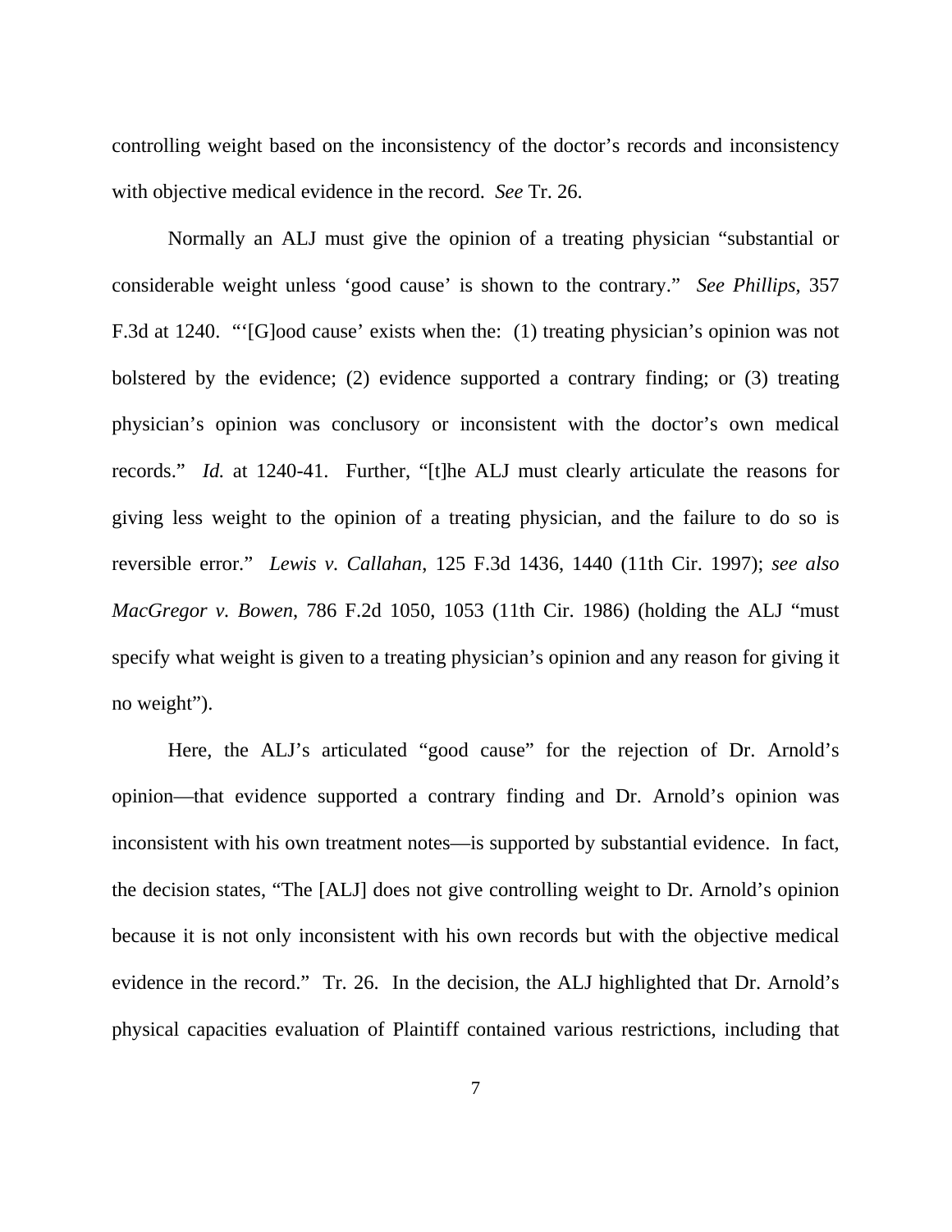controlling weight based on the inconsistency of the doctor's records and inconsistency with objective medical evidence in the record. *See* Tr. 26.

Normally an ALJ must give the opinion of a treating physician "substantial or considerable weight unless 'good cause' is shown to the contrary." *See Phillips*, 357 F.3d at 1240. "'[G]ood cause' exists when the: (1) treating physician's opinion was not bolstered by the evidence; (2) evidence supported a contrary finding; or (3) treating physician's opinion was conclusory or inconsistent with the doctor's own medical records." *Id.* at 1240-41. Further, "[t]he ALJ must clearly articulate the reasons for giving less weight to the opinion of a treating physician, and the failure to do so is reversible error." *Lewis v. Callahan*, 125 F.3d 1436, 1440 (11th Cir. 1997); *see also MacGregor v. Bowen*, 786 F.2d 1050, 1053 (11th Cir. 1986) (holding the ALJ "must specify what weight is given to a treating physician's opinion and any reason for giving it no weight").

Here, the ALJ's articulated "good cause" for the rejection of Dr. Arnold's opinion—that evidence supported a contrary finding and Dr. Arnold's opinion was inconsistent with his own treatment notes—is supported by substantial evidence. In fact, the decision states, "The [ALJ] does not give controlling weight to Dr. Arnold's opinion because it is not only inconsistent with his own records but with the objective medical evidence in the record." Tr. 26. In the decision, the ALJ highlighted that Dr. Arnold's physical capacities evaluation of Plaintiff contained various restrictions, including that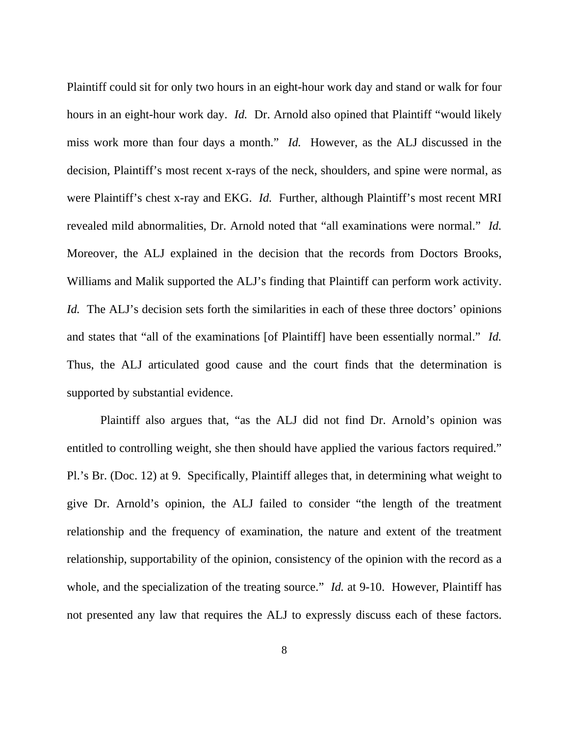Plaintiff could sit for only two hours in an eight-hour work day and stand or walk for four hours in an eight-hour work day. *Id.* Dr. Arnold also opined that Plaintiff "would likely miss work more than four days a month." *Id.* However, as the ALJ discussed in the decision, Plaintiff's most recent x-rays of the neck, shoulders, and spine were normal, as were Plaintiff's chest x-ray and EKG. *Id.* Further, although Plaintiff's most recent MRI revealed mild abnormalities, Dr. Arnold noted that "all examinations were normal." *Id.* Moreover, the ALJ explained in the decision that the records from Doctors Brooks, Williams and Malik supported the ALJ's finding that Plaintiff can perform work activity. *Id.* The ALJ's decision sets forth the similarities in each of these three doctors' opinions and states that "all of the examinations [of Plaintiff] have been essentially normal." *Id.* Thus, the ALJ articulated good cause and the court finds that the determination is supported by substantial evidence.

Plaintiff also argues that, "as the ALJ did not find Dr. Arnold's opinion was entitled to controlling weight, she then should have applied the various factors required." Pl.'s Br. (Doc. 12) at 9. Specifically, Plaintiff alleges that, in determining what weight to give Dr. Arnold's opinion, the ALJ failed to consider "the length of the treatment relationship and the frequency of examination, the nature and extent of the treatment relationship, supportability of the opinion, consistency of the opinion with the record as a whole, and the specialization of the treating source." *Id.* at 9-10. However, Plaintiff has not presented any law that requires the ALJ to expressly discuss each of these factors.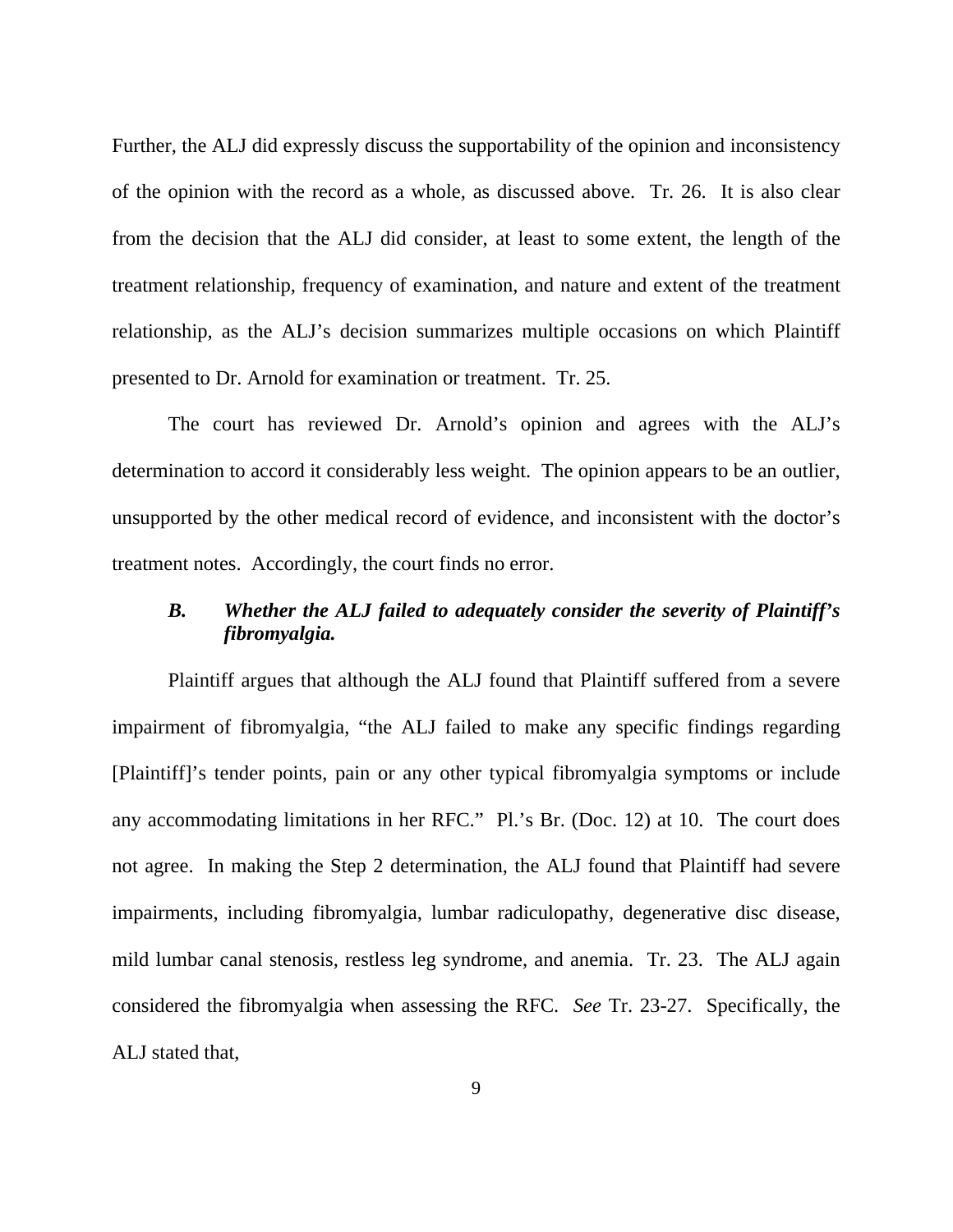Further, the ALJ did expressly discuss the supportability of the opinion and inconsistency of the opinion with the record as a whole, as discussed above. Tr. 26. It is also clear from the decision that the ALJ did consider, at least to some extent, the length of the treatment relationship, frequency of examination, and nature and extent of the treatment relationship, as the ALJ's decision summarizes multiple occasions on which Plaintiff presented to Dr. Arnold for examination or treatment. Tr. 25.

The court has reviewed Dr. Arnold's opinion and agrees with the ALJ's determination to accord it considerably less weight. The opinion appears to be an outlier, unsupported by the other medical record of evidence, and inconsistent with the doctor's treatment notes. Accordingly, the court finds no error.

### *B. Whether the ALJ failed to adequately consider the severity of Plaintiff's fibromyalgia.*

Plaintiff argues that although the ALJ found that Plaintiff suffered from a severe impairment of fibromyalgia, "the ALJ failed to make any specific findings regarding [Plaintiff]'s tender points, pain or any other typical fibromyalgia symptoms or include any accommodating limitations in her RFC." Pl.'s Br. (Doc. 12) at 10. The court does not agree. In making the Step 2 determination, the ALJ found that Plaintiff had severe impairments, including fibromyalgia, lumbar radiculopathy, degenerative disc disease, mild lumbar canal stenosis, restless leg syndrome, and anemia. Tr. 23. The ALJ again considered the fibromyalgia when assessing the RFC. *See* Tr. 23-27. Specifically, the ALJ stated that,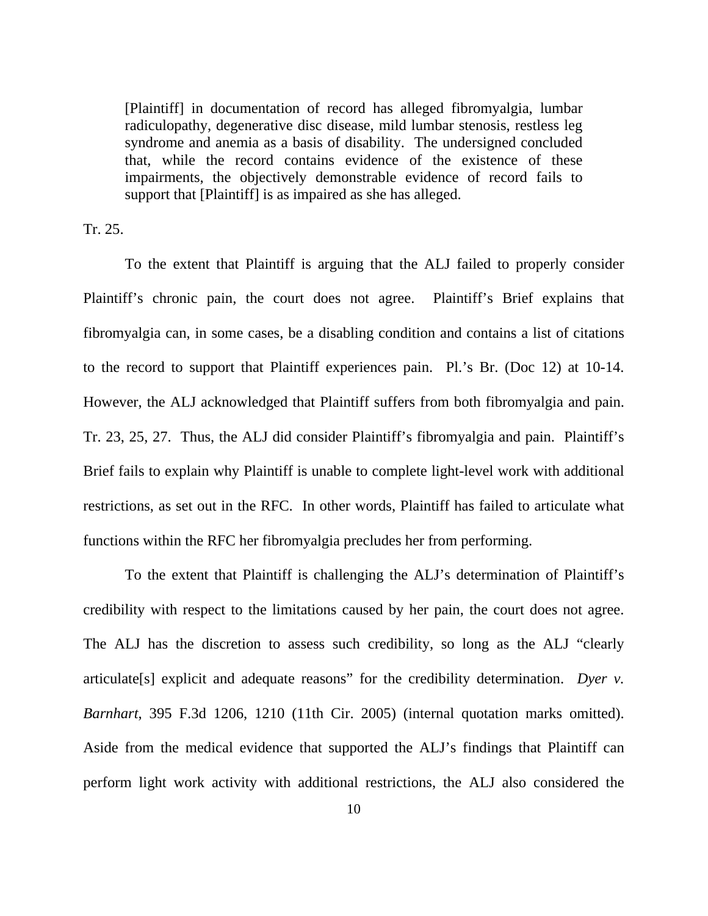> [Plaintiff] in documentation of record has alleged fibromyalgia, lumbar radiculopathy, degenerative disc disease, mild lumbar stenosis, restless leg syndrome and anemia as a basis of disability. The undersigned concluded that, while the record contains evidence of the existence of these impairments, the objectively demonstrable evidence of record fails to support that [Plaintiff] is as impaired as she has alleged.

Tr. 25.

To the extent that Plaintiff is arguing that the ALJ failed to properly consider Plaintiff's chronic pain, the court does not agree. Plaintiff's Brief explains that fibromyalgia can, in some cases, be a disabling condition and contains a list of citations to the record to support that Plaintiff experiences pain. Pl.'s Br. (Doc 12) at 10-14. However, the ALJ acknowledged that Plaintiff suffers from both fibromyalgia and pain. Tr. 23, 25, 27. Thus, the ALJ did consider Plaintiff's fibromyalgia and pain. Plaintiff's Brief fails to explain why Plaintiff is unable to complete light-level work with additional restrictions, as set out in the RFC. In other words, Plaintiff has failed to articulate what functions within the RFC her fibromyalgia precludes her from performing.

To the extent that Plaintiff is challenging the ALJ's determination of Plaintiff's credibility with respect to the limitations caused by her pain, the court does not agree. The ALJ has the discretion to assess such credibility, so long as the ALJ "clearly articulate[s] explicit and adequate reasons" for the credibility determination. *Dyer v. Barnhart*, 395 F.3d 1206, 1210 (11th Cir. 2005) (internal quotation marks omitted). Aside from the medical evidence that supported the ALJ's findings that Plaintiff can perform light work activity with additional restrictions, the ALJ also considered the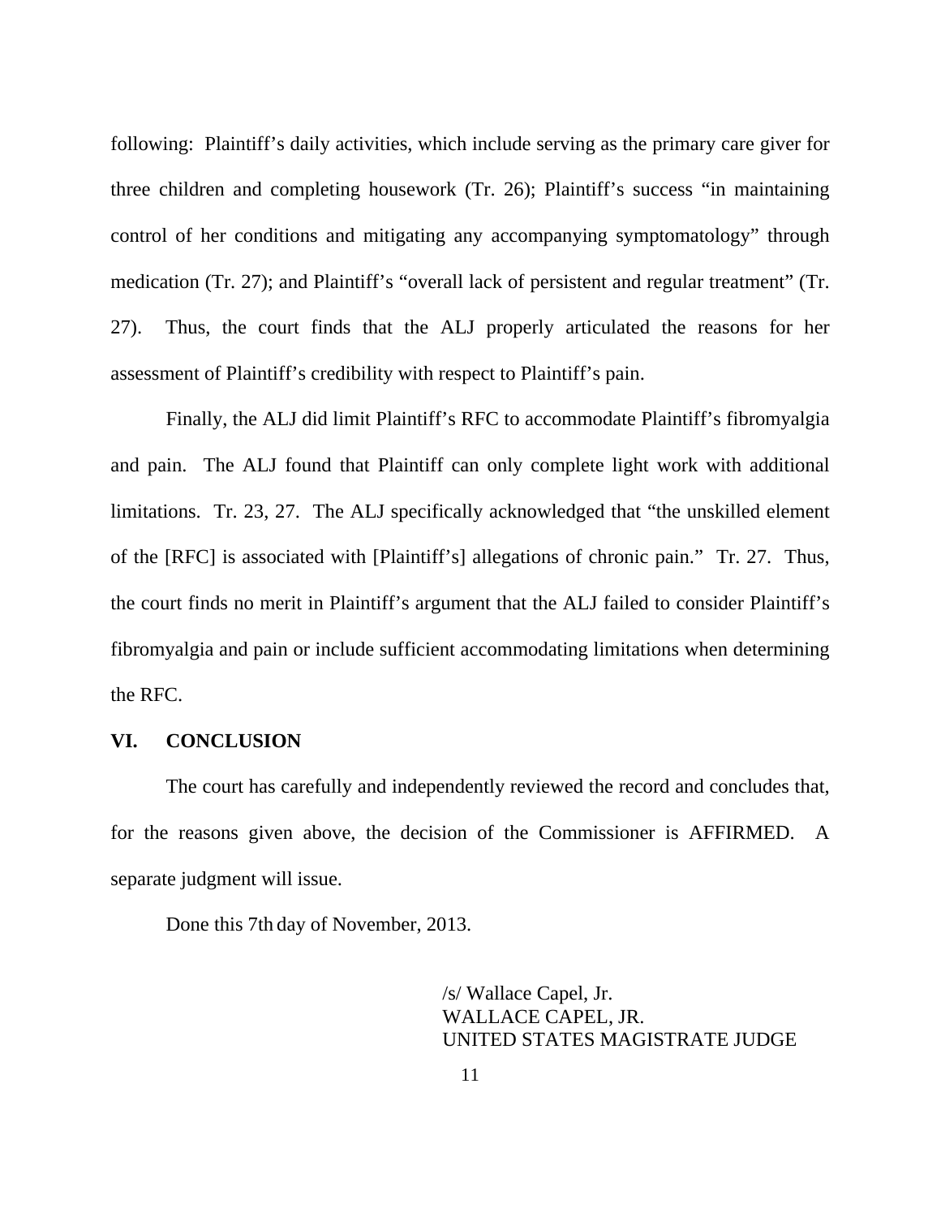following: Plaintiff's daily activities, which include serving as the primary care giver for three children and completing housework (Tr. 26); Plaintiff's success "in maintaining control of her conditions and mitigating any accompanying symptomatology" through medication (Tr. 27); and Plaintiff's "overall lack of persistent and regular treatment" (Tr. 27). Thus, the court finds that the ALJ properly articulated the reasons for her assessment of Plaintiff's credibility with respect to Plaintiff's pain.

Finally, the ALJ did limit Plaintiff's RFC to accommodate Plaintiff's fibromyalgia and pain. The ALJ found that Plaintiff can only complete light work with additional limitations. Tr. 23, 27. The ALJ specifically acknowledged that "the unskilled element of the [RFC] is associated with [Plaintiff's] allegations of chronic pain." Tr. 27. Thus, the court finds no merit in Plaintiff's argument that the ALJ failed to consider Plaintiff's fibromyalgia and pain or include sufficient accommodating limitations when determining the RFC.

## VI. CONCLUSION

The court has carefully and independently reviewed the record and concludes that, for the reasons given above, the decision of the Commissioner is AFFIRMED. A separate judgment will issue.

Done this 7th day of November, 2013.

/s/ Wallace Capel, Jr.
WALLACE CAPEL, JR.
UNITED STATES MAGISTRATE JUDGE